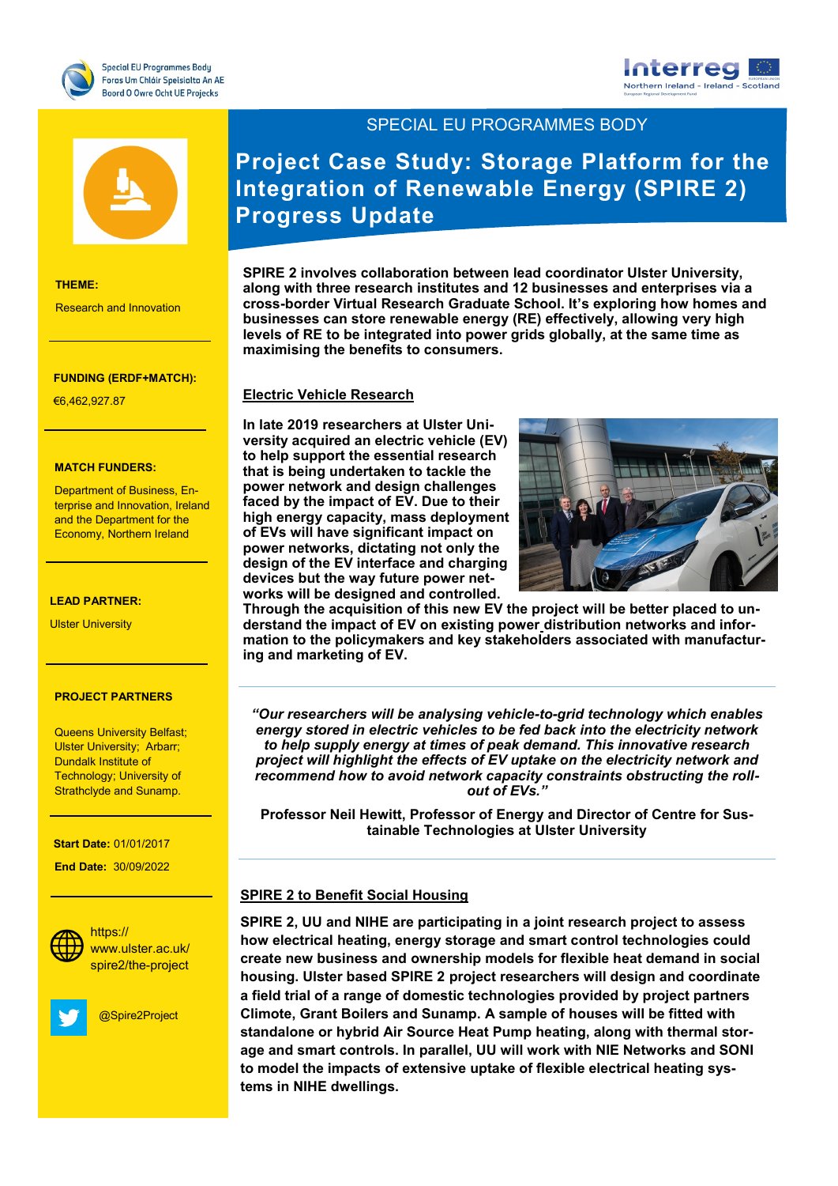Special EU Programmes Body
Foras Um Chláir Speisialta An AE
Boord O Owre Ocht UE Projecks

Interreg
Northern Ireland - Ireland - Scotland

SPECIAL EU PROGRAMMES BODY

# Project Case Study: Storage Platform for the Integration of Renewable Energy (SPIRE 2) Progress Update

**THEME:**

Research and Innovation

**FUNDING (ERDF+MATCH):**

€6,462,927.87

**MATCH FUNDERS:**

Department of Business, Enterprise and Innovation, Ireland and the Department for the Economy, Northern Ireland

**LEAD PARTNER:**

Ulster University

**PROJECT PARTNERS**

Queens University Belfast; Ulster University; Arbarr; Dundalk Institute of Technology; University of Strathclyde and Sunamp.

**Start Date:** 01/01/2017

**End Date:** 30/09/2022

https://www.ulster.ac.uk/spire2/the-project

@Spire2Project

**SPIRE 2 involves collaboration between lead coordinator Ulster University, along with three research institutes and 12 businesses and enterprises via a cross-border Virtual Research Graduate School. It's exploring how homes and businesses can store renewable energy (RE) effectively, allowing very high levels of RE to be integrated into power grids globally, at the same time as maximising the benefits to consumers.**

## Electric Vehicle Research

**In late 2019 researchers at Ulster University acquired an electric vehicle (EV) to help support the essential research that is being undertaken to tackle the power network and design challenges faced by the impact of EV. Due to their high energy capacity, mass deployment of EVs will have significant impact on power networks, dictating not only the design of the EV interface and charging devices but the way future power networks will be designed and controlled. Through the acquisition of this new EV the project will be better placed to understand the impact of EV on existing power distribution networks and information to the policymakers and key stakeholders associated with manufacturing and marketing of EV.**

***"Our researchers will be analysing vehicle-to-grid technology which enables energy stored in electric vehicles to be fed back into the electricity network to help supply energy at times of peak demand. This innovative research project will highlight the effects of EV uptake on the electricity network and recommend how to avoid network capacity constraints obstructing the roll-out of EVs."***

**Professor Neil Hewitt, Professor of Energy and Director of Centre for Sustainable Technologies at Ulster University**

## SPIRE 2 to Benefit Social Housing

**SPIRE 2, UU and NIHE are participating in a joint research project to assess how electrical heating, energy storage and smart control technologies could create new business and ownership models for flexible heat demand in social housing. Ulster based SPIRE 2 project researchers will design and coordinate a field trial of a range of domestic technologies provided by project partners Climote, Grant Boilers and Sunamp. A sample of houses will be fitted with standalone or hybrid Air Source Heat Pump heating, along with thermal storage and smart controls. In parallel, UU will work with NIE Networks and SONI to model the impacts of extensive uptake of flexible electrical heating systems in NIHE dwellings.**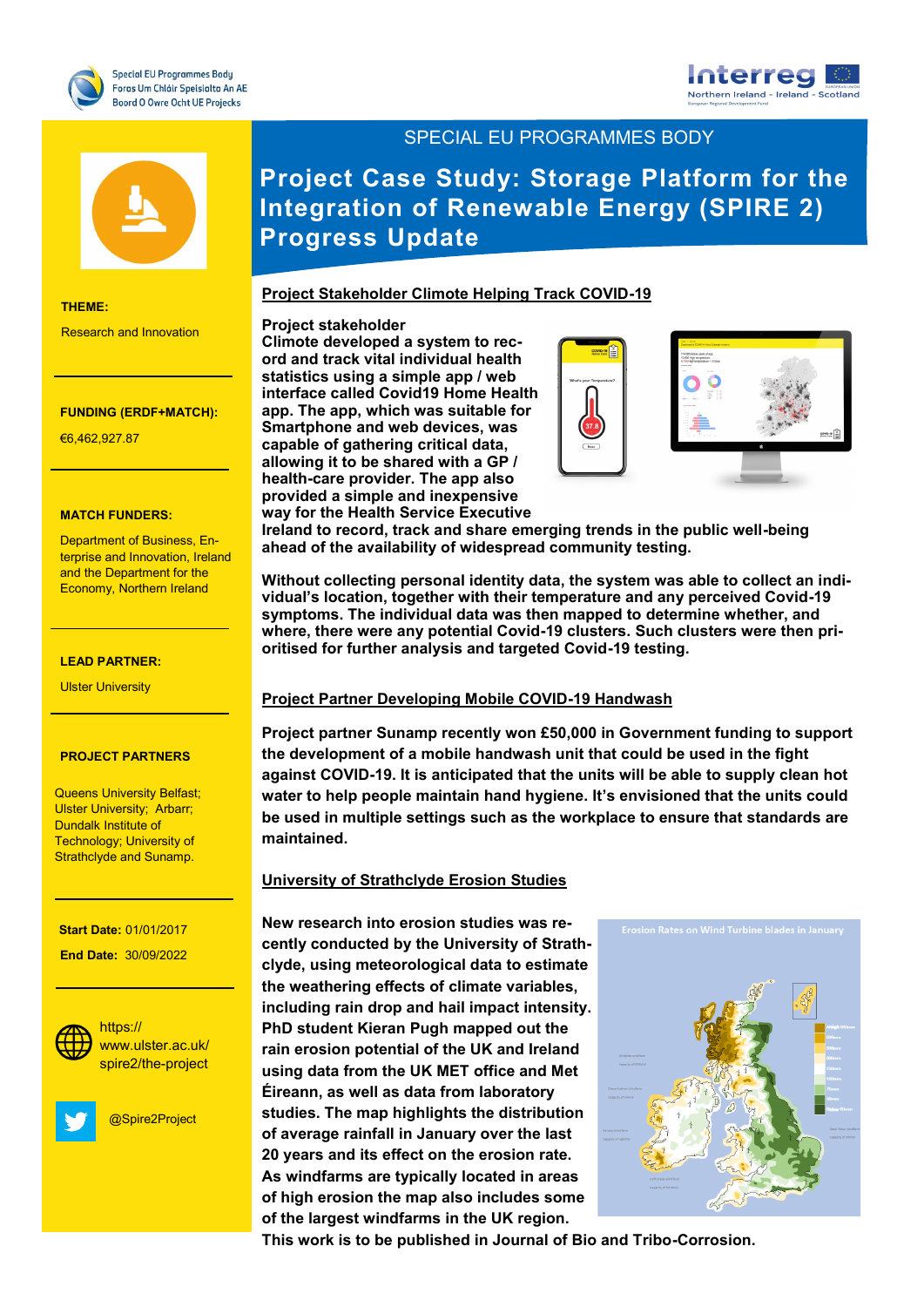Special EU Programmes Body
Foras Um Chláir Speisialta An AE
Boord O Owre Ocht UE Projecks

Interreg
Northern Ireland - Ireland - Scotland
European Regional Development Fund

SPECIAL EU PROGRAMMES BODY

# Project Case Study: Storage Platform for the Integration of Renewable Energy (SPIRE 2) Progress Update

**THEME:**

Research and Innovation

**FUNDING (ERDF+MATCH):**

€6,462,927.87

**MATCH FUNDERS:**

Department of Business, Enterprise and Innovation, Ireland and the Department for the Economy, Northern Ireland

**LEAD PARTNER:**

Ulster University

**PROJECT PARTNERS**

Queens University Belfast; Ulster University; Arbarr; Dundalk Institute of Technology; University of Strathclyde and Sunamp.

**Start Date:** 01/01/2017

**End Date:** 30/09/2022

https://www.ulster.ac.uk/spire2/the-project

@Spire2Project

## Project Stakeholder Climote Helping Track COVID-19

**Project stakeholder Climote developed a system to record and track vital individual health statistics using a simple app / web interface called Covid19 Home Health app. The app, which was suitable for Smartphone and web devices, was capable of gathering critical data, allowing it to be shared with a GP / health-care provider. The app also provided a simple and inexpensive way for the Health Service Executive Ireland to record, track and share emerging trends in the public well-being ahead of the availability of widespread community testing.**

**Without collecting personal identity data, the system was able to collect an individual's location, together with their temperature and any perceived Covid-19 symptoms. The individual data was then mapped to determine whether, and where, there were any potential Covid-19 clusters. Such clusters were then prioritised for further analysis and targeted Covid-19 testing.**

## Project Partner Developing Mobile COVID-19 Handwash

**Project partner Sunamp recently won £50,000 in Government funding to support the development of a mobile handwash unit that could be used in the fight against COVID-19. It is anticipated that the units will be able to supply clean hot water to help people maintain hand hygiene. It's envisioned that the units could be used in multiple settings such as the workplace to ensure that standards are maintained.**

## University of Strathclyde Erosion Studies

**New research into erosion studies was recently conducted by the University of Strathclyde, using meteorological data to estimate the weathering effects of climate variables, including rain drop and hail impact intensity. PhD student Kieran Pugh mapped out the rain erosion potential of the UK and Ireland using data from the UK MET office and Met Éireann, as well as data from laboratory studies. The map highlights the distribution of average rainfall in January over the last 20 years and its effect on the erosion rate. As windfarms are typically located in areas of high erosion the map also includes some of the largest windfarms in the UK region. This work is to be published in Journal of Bio and Tribo-Corrosion.**

Erosion Rates on Wind Turbine blades in January